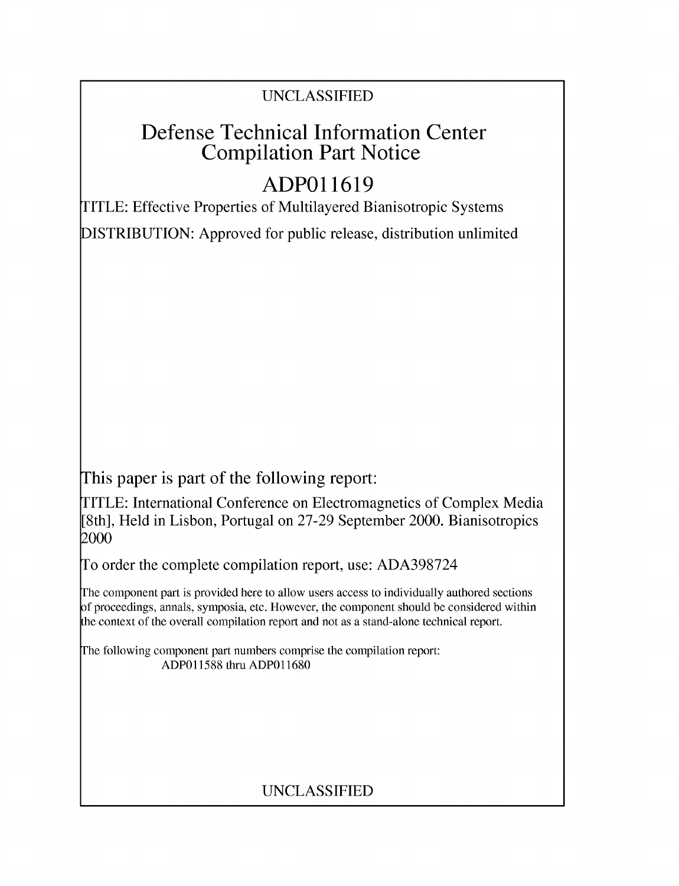UNCLASSIFIED

# Defense Technical Information Center Compilation Part Notice

# ADP011619

TITLE: Effective Properties of Multilayered Bianisotropic Systems

DISTRIBUTION: Approved for public release, distribution unlimited

This paper is part of the following report:

TITLE: International Conference on Electromagnetics of Complex Media [8th], Held in Lisbon, Portugal on 27-29 September 2000. Bianisotropics 2000

To order the complete compilation report, use: ADA398724

The component part is provided here to allow users access to individually authored sections of proceedings, annals, symposia, etc. However, the component should be considered within the context of the overall compilation report and not as a stand-alone technical report.

The following component part numbers comprise the compilation report:
ADP011588 thru ADP011680

UNCLASSIFIED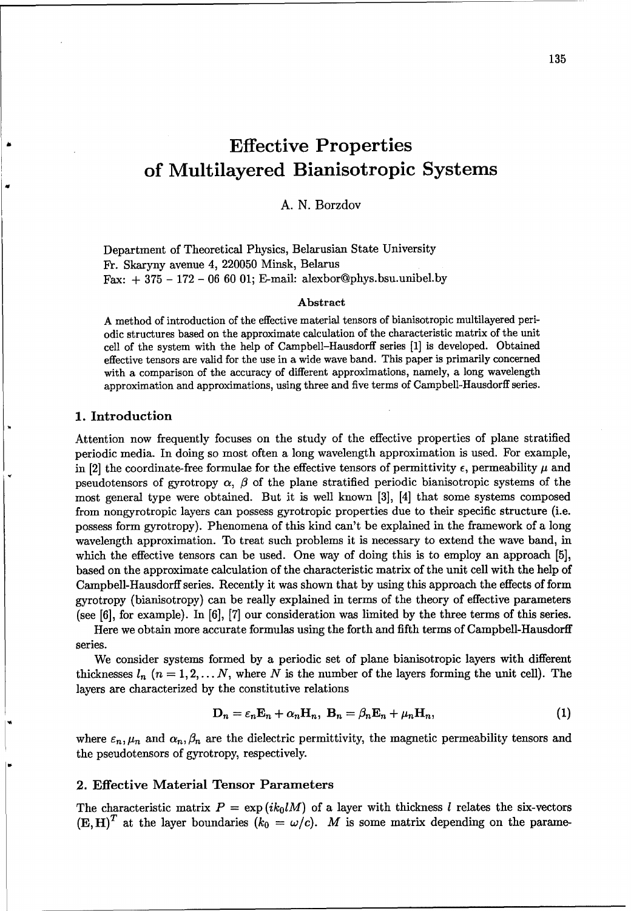# Effective Properties of Multilayered Bianisotropic Systems

A. N. Borzdov

Department of Theoretical Physics, Belarusian State University
Fr. Skaryny avenue 4, 220050 Minsk, Belarus
Fax: + 375 – 172 – 06 60 01; E-mail: alexbor@phys.bsu.unibel.by

#### Abstract

A method of introduction of the effective material tensors of bianisotropic multilayered periodic structures based on the approximate calculation of the characteristic matrix of the unit cell of the system with the help of Campbell–Hausdorff series [1] is developed. Obtained effective tensors are valid for the use in a wide wave band. This paper is primarily concerned with a comparison of the accuracy of different approximations, namely, a long wavelength approximation and approximations, using three and five terms of Campbell-Hausdorff series.

## 1. Introduction

Attention now frequently focuses on the study of the effective properties of plane stratified periodic media. In doing so most often a long wavelength approximation is used. For example, in [2] the coordinate-free formulae for the effective tensors of permittivity $\epsilon$, permeability $\mu$ and pseudotensors of gyrotropy $\alpha$, $\beta$ of the plane stratified periodic bianisotropic systems of the most general type were obtained. But it is well known [3], [4] that some systems composed from nongyrotropic layers can possess gyrotropic properties due to their specific structure (i.e. possess form gyrotropy). Phenomena of this kind can't be explained in the framework of a long wavelength approximation. To treat such problems it is necessary to extend the wave band, in which the effective tensors can be used. One way of doing this is to employ an approach [5], based on the approximate calculation of the characteristic matrix of the unit cell with the help of Campbell-Hausdorff series. Recently it was shown that by using this approach the effects of form gyrotropy (bianisotropy) can be really explained in terms of the theory of effective parameters (see [6], for example). In [6], [7] our consideration was limited by the three terms of this series.

Here we obtain more accurate formulas using the forth and fifth terms of Campbell-Hausdorff series.

We consider systems formed by a periodic set of plane bianisotropic layers with different thicknesses $l_n$ ($n = 1, 2, \ldots N$, where $N$ is the number of the layers forming the unit cell). The layers are characterized by the constitutive relations

$$\mathbf{D}_n = \varepsilon_n \mathbf{E}_n + \alpha_n \mathbf{H}_n,\ \mathbf{B}_n = \beta_n \mathbf{E}_n + \mu_n \mathbf{H}_n, \tag{1}$$

where $\varepsilon_n, \mu_n$ and $\alpha_n, \beta_n$ are the dielectric permittivity, the magnetic permeability tensors and the pseudotensors of gyrotropy, respectively.

## 2. Effective Material Tensor Parameters

The characteristic matrix $P = \exp(ik_0 l M)$ of a layer with thickness $l$ relates the six-vectors $(\mathbf{E}, \mathbf{H})^T$ at the layer boundaries ($k_0 = \omega/c$). $M$ is some matrix depending on the parame-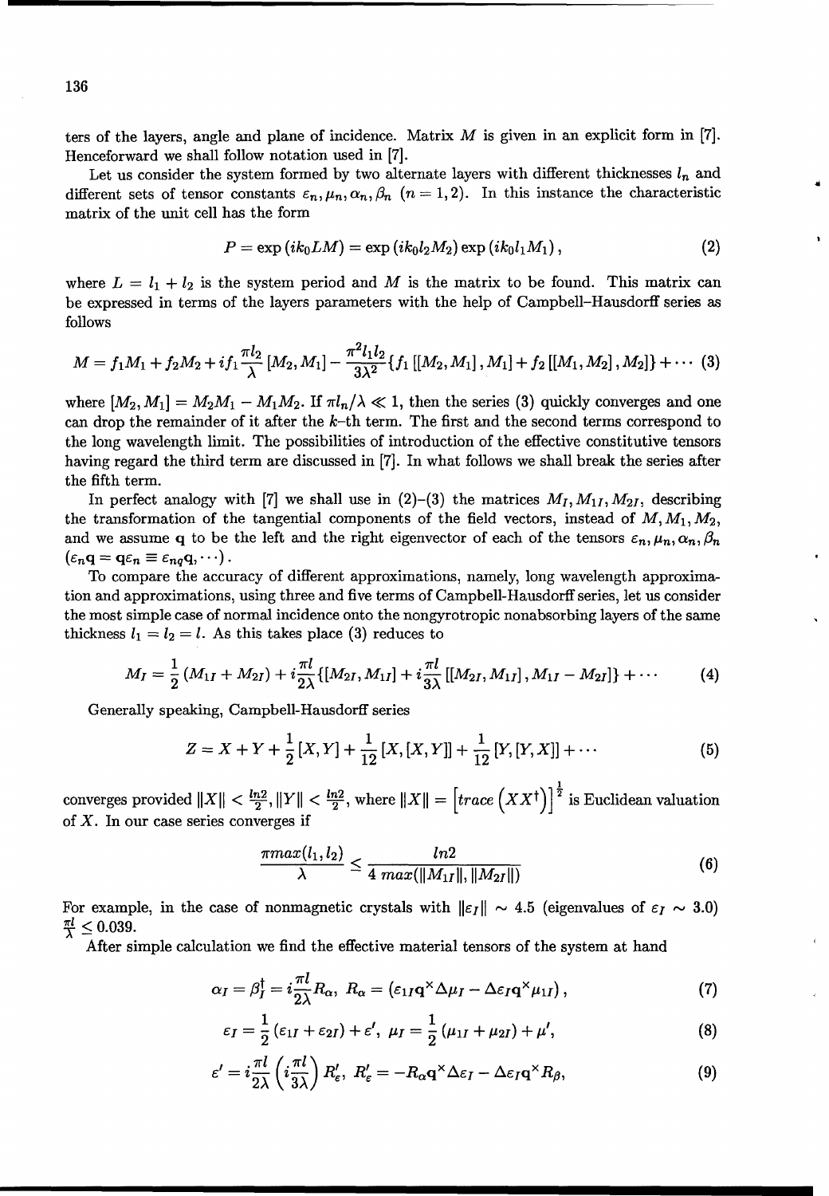ters of the layers, angle and plane of incidence. Matrix $M$ is given in an explicit form in [7]. Henceforward we shall follow notation used in [7].

Let us consider the system formed by two alternate layers with different thicknesses $l_n$ and different sets of tensor constants $\varepsilon_n, \mu_n, \alpha_n, \beta_n$ $(n = 1, 2)$. In this instance the characteristic matrix of the unit cell has the form

$$P = \exp\left(ik_0 LM\right) = \exp\left(ik_0 l_2 M_2\right) \exp\left(ik_0 l_1 M_1\right), \tag{2}$$

where $L = l_1 + l_2$ is the system period and $M$ is the matrix to be found. This matrix can be expressed in terms of the layers parameters with the help of Campbell–Hausdorff series as follows

$$M = f_1 M_1 + f_2 M_2 + i f_1 \frac{\pi l_2}{\lambda} \left[M_2, M_1\right] - \frac{\pi^2 l_1 l_2}{3\lambda^2} \{f_1 \left[\left[M_2, M_1\right], M_1\right] + f_2 \left[\left[M_1, M_2\right], M_2\right]\} + \cdots \tag{3}$$

where $[M_2, M_1] = M_2 M_1 - M_1 M_2$. If $\pi l_n / \lambda \ll 1$, then the series (3) quickly converges and one can drop the remainder of it after the $k$–th term. The first and the second terms correspond to the long wavelength limit. The possibilities of introduction of the effective constitutive tensors having regard the third term are discussed in [7]. In what follows we shall break the series after the fifth term.

In perfect analogy with [7] we shall use in (2)–(3) the matrices $M_I, M_{1I}, M_{2I}$, describing the transformation of the tangential components of the field vectors, instead of $M, M_1, M_2$, and we assume $\mathbf{q}$ to be the left and the right eigenvector of each of the tensors $\varepsilon_n, \mu_n, \alpha_n, \beta_n$ $(\varepsilon_n \mathbf{q} = \mathbf{q} \varepsilon_n \equiv \varepsilon_{nq} \mathbf{q}, \cdots)$.

To compare the accuracy of different approximations, namely, long wavelength approximation and approximations, using three and five terms of Campbell-Hausdorff series, let us consider the most simple case of normal incidence onto the nongyrotropic nonabsorbing layers of the same thickness $l_1 = l_2 = l$. As this takes place (3) reduces to

$$M_I = \frac{1}{2}\left(M_{1I} + M_{2I}\right) + i\frac{\pi l}{2\lambda}\{\left[M_{2I}, M_{1I}\right] + i\frac{\pi l}{3\lambda}\left[\left[M_{2I}, M_{1I}\right], M_{1I} - M_{2I}\right]\} + \cdots \tag{4}$$

Generally speaking, Campbell-Hausdorff series

$$Z = X + Y + \frac{1}{2}\left[X, Y\right] + \frac{1}{12}\left[X, \left[X, Y\right]\right] + \frac{1}{12}\left[Y, \left[Y, X\right]\right] + \cdots \tag{5}$$

converges provided $\|X\| < \frac{ln2}{2}, \|Y\| < \frac{ln2}{2}$, where $\|X\| = \left[trace\left(XX^{\dagger}\right)\right]^{\frac{1}{2}}$ is Euclidean valuation of $X$. In our case series converges if

$$\frac{\pi max(l_1, l_2)}{\lambda} \leq \frac{ln2}{4\ max(\|M_{1I}\|, \|M_{2I}\|)} \tag{6}$$

For example, in the case of nonmagnetic crystals with $\|\varepsilon_I\| \sim 4.5$ (eigenvalues of $\varepsilon_I \sim 3.0$) $\frac{\pi l}{\lambda} \leq 0.039$.

After simple calculation we find the effective material tensors of the system at hand

$$\alpha_I = \beta_I^{\dagger} = i\frac{\pi l}{2\lambda} R_\alpha,\ R_\alpha = \left(\varepsilon_{1I} \mathbf{q}^{\times} \Delta\mu_I - \Delta\varepsilon_I \mathbf{q}^{\times} \mu_{1I}\right), \tag{7}$$

$$\varepsilon_I = \frac{1}{2}\left(\varepsilon_{1I} + \varepsilon_{2I}\right) + \varepsilon',\ \mu_I = \frac{1}{2}\left(\mu_{1I} + \mu_{2I}\right) + \mu', \tag{8}$$

$$\varepsilon' = i\frac{\pi l}{2\lambda}\left(i\frac{\pi l}{3\lambda}\right) R'_\varepsilon,\ R'_\varepsilon = -R_\alpha \mathbf{q}^{\times} \Delta\varepsilon_I - \Delta\varepsilon_I \mathbf{q}^{\times} R_\beta, \tag{9}$$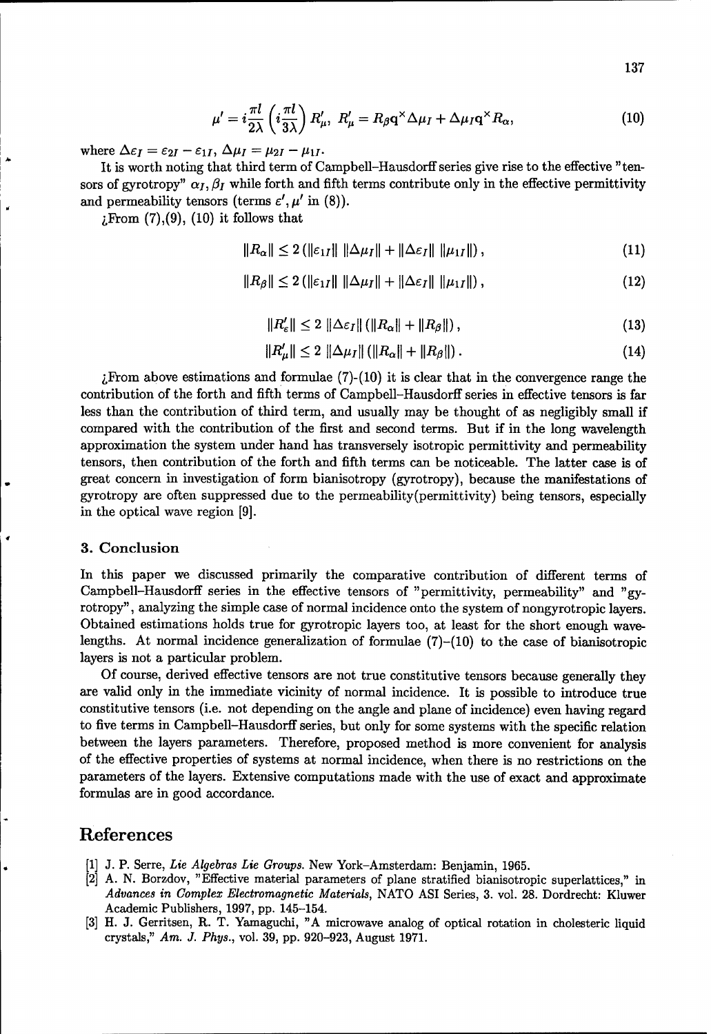$$\mu' = i\frac{\pi l}{2\lambda}\left(i\frac{\pi l}{3\lambda}\right)R'_\mu,\ R'_\mu = R_\beta \mathbf{q}^\times \Delta\mu_I + \Delta\mu_I \mathbf{q}^\times R_\alpha, \tag{10}$$

where $\Delta\varepsilon_I = \varepsilon_{2I} - \varepsilon_{1I}$, $\Delta\mu_I = \mu_{2I} - \mu_{1I}$.

It is worth noting that third term of Campbell–Hausdorff series give rise to the effective "tensors of gyrotropy" $\alpha_I, \beta_I$ while forth and fifth terms contribute only in the effective permittivity and permeability tensors (terms $\varepsilon', \mu'$ in (8)).

¿From (7),(9), (10) it follows that

$$\|R_\alpha\| \leq 2\left(\|\varepsilon_{1I}\|\ \|\Delta\mu_I\| + \|\Delta\varepsilon_I\|\ \|\mu_{1I}\|\right), \tag{11}$$

$$\|R_\beta\| \leq 2\left(\|\varepsilon_{1I}\|\ \|\Delta\mu_I\| + \|\Delta\varepsilon_I\|\ \|\mu_{1I}\|\right), \tag{12}$$

$$\|R'_\varepsilon\| \leq 2\ \|\Delta\varepsilon_I\|\left(\|R_\alpha\| + \|R_\beta\|\right), \tag{13}$$

$$\|R'_\mu\| \leq 2\ \|\Delta\mu_I\|\left(\|R_\alpha\| + \|R_\beta\|\right). \tag{14}$$

¿From above estimations and formulae (7)-(10) it is clear that in the convergence range the contribution of the forth and fifth terms of Campbell–Hausdorff series in effective tensors is far less than the contribution of third term, and usually may be thought of as negligibly small if compared with the contribution of the first and second terms. But if in the long wavelength approximation the system under hand has transversely isotropic permittivity and permeability tensors, then contribution of the forth and fifth terms can be noticeable. The latter case is of great concern in investigation of form bianisotropy (gyrotropy), because the manifestations of gyrotropy are often suppressed due to the permeability(permittivity) being tensors, especially in the optical wave region [9].

## 3. Conclusion

In this paper we discussed primarily the comparative contribution of different terms of Campbell–Hausdorff series in the effective tensors of "permittivity, permeability" and "gyrotropy", analyzing the simple case of normal incidence onto the system of nongyrotropic layers. Obtained estimations holds true for gyrotropic layers too, at least for the short enough wavelengths. At normal incidence generalization of formulae (7)–(10) to the case of bianisotropic layers is not a particular problem.

Of course, derived effective tensors are not true constitutive tensors because generally they are valid only in the immediate vicinity of normal incidence. It is possible to introduce true constitutive tensors (i.e. not depending on the angle and plane of incidence) even having regard to five terms in Campbell–Hausdorff series, but only for some systems with the specific relation between the layers parameters. Therefore, proposed method is more convenient for analysis of the effective properties of systems at normal incidence, when there is no restrictions on the parameters of the layers. Extensive computations made with the use of exact and approximate formulas are in good accordance.

# References

[1] J. P. Serre, *Lie Algebras Lie Groups.* New York–Amsterdam: Benjamin, 1965.

[2] A. N. Borzdov, "Effective material parameters of plane stratified bianisotropic superlattices," in *Advances in Complex Electromagnetic Materials*, NATO ASI Series, 3. vol. 28. Dordrecht: Kluwer Academic Publishers, 1997, pp. 145–154.

[3] H. J. Gerritsen, R. T. Yamaguchi, "A microwave analog of optical rotation in cholesteric liquid crystals," *Am. J. Phys.*, vol. 39, pp. 920–923, August 1971.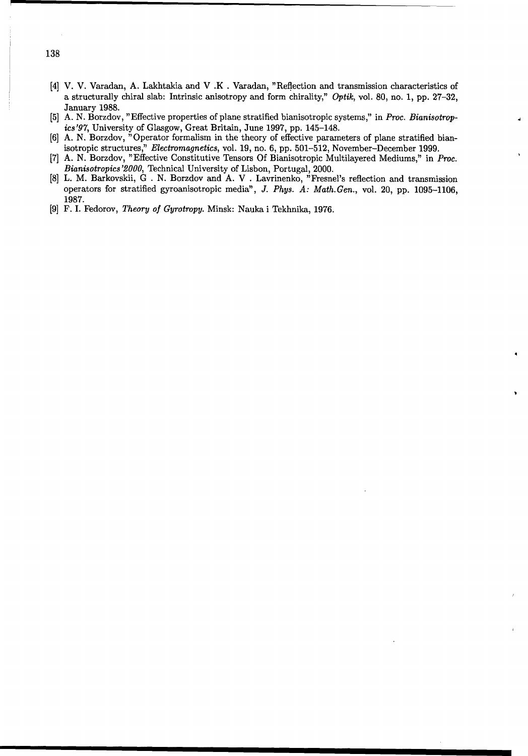[4] V. V. Varadan, A. Lakhtakia and V .K . Varadan, "Reflection and transmission characteristics of a structurally chiral slab: Intrinsic anisotropy and form chirality," *Optik*, vol. 80, no. 1, pp. 27–32, January 1988.

[5] A. N. Borzdov, "Effective properties of plane stratified bianisotropic systems," in *Proc. Bianisotropics'97*, University of Glasgow, Great Britain, June 1997, pp. 145–148.

[6] A. N. Borzdov, "Operator formalism in the theory of effective parameters of plane stratified bianisotropic structures," *Electromagnetics*, vol. 19, no. 6, pp. 501–512, November–December 1999.

[7] A. N. Borzdov, "Effective Constitutive Tensors Of Bianisotropic Multilayered Mediums," in *Proc. Bianisotropics'2000*, Technical University of Lisbon, Portugal, 2000.

[8] L. M. Barkovskii, G . N. Borzdov and A. V . Lavrinenko, "Fresnel's reflection and transmission operators for stratified gyroanisotropic media", *J. Phys. A: Math.Gen.*, vol. 20, pp. 1095–1106, 1987.

[9] F. I. Fedorov, *Theory of Gyrotropy*. Minsk: Nauka i Tekhnika, 1976.